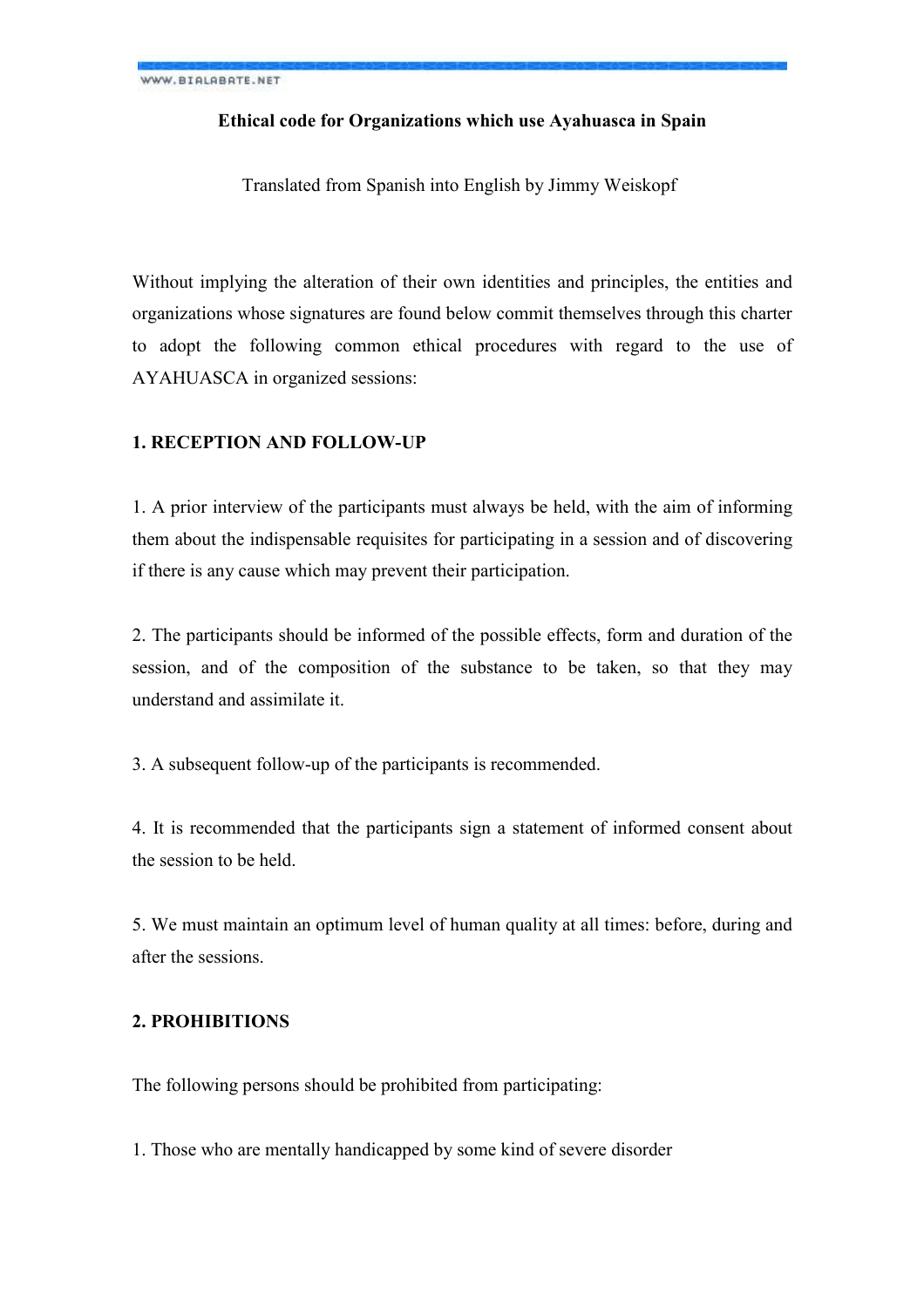# Ethical code for Organizations which use Ayahuasca in Spain

Translated from Spanish into English by Jimmy Weiskopf

Without implying the alteration of their own identities and principles, the entities and organizations whose signatures are found below commit themselves through this charter to adopt the following common ethical procedures with regard to the use of AYAHUASCA in organized sessions:

## 1. RECEPTION AND FOLLOW-UP

1. A prior interview of the participants must always be held, with the aim of informing them about the indispensable requisites for participating in a session and of discovering if there is any cause which may prevent their participation.

2. The participants should be informed of the possible effects, form and duration of the session, and of the composition of the substance to be taken, so that they may understand and assimilate it.

3. A subsequent follow-up of the participants is recommended.

4. It is recommended that the participants sign a statement of informed consent about the session to be held.

5. We must maintain an optimum level of human quality at all times: before, during and after the sessions.

## 2. PROHIBITIONS

The following persons should be prohibited from participating:

1. Those who are mentally handicapped by some kind of severe disorder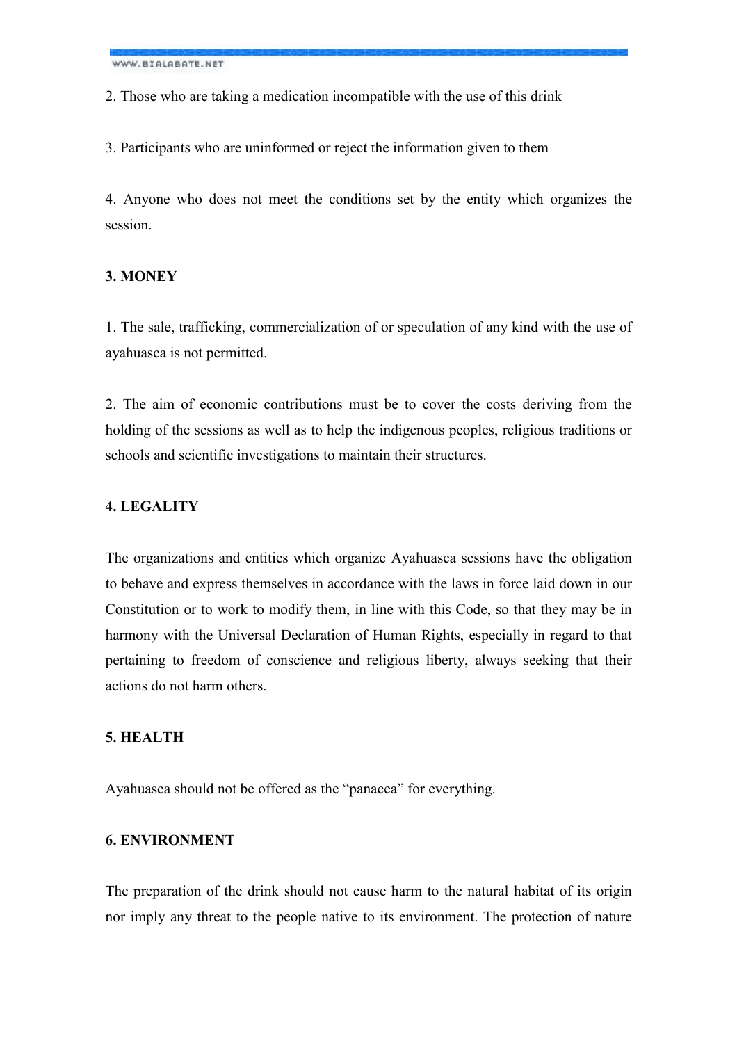2. Those who are taking a medication incompatible with the use of this drink

3. Participants who are uninformed or reject the information given to them

4. Anyone who does not meet the conditions set by the entity which organizes the session.

**3. MONEY**

1. The sale, trafficking, commercialization of or speculation of any kind with the use of ayahuasca is not permitted.

2. The aim of economic contributions must be to cover the costs deriving from the holding of the sessions as well as to help the indigenous peoples, religious traditions or schools and scientific investigations to maintain their structures.

**4. LEGALITY**

The organizations and entities which organize Ayahuasca sessions have the obligation to behave and express themselves in accordance with the laws in force laid down in our Constitution or to work to modify them, in line with this Code, so that they may be in harmony with the Universal Declaration of Human Rights, especially in regard to that pertaining to freedom of conscience and religious liberty, always seeking that their actions do not harm others.

**5. HEALTH**

Ayahuasca should not be offered as the "panacea" for everything.

**6. ENVIRONMENT**

The preparation of the drink should not cause harm to the natural habitat of its origin nor imply any threat to the people native to its environment. The protection of nature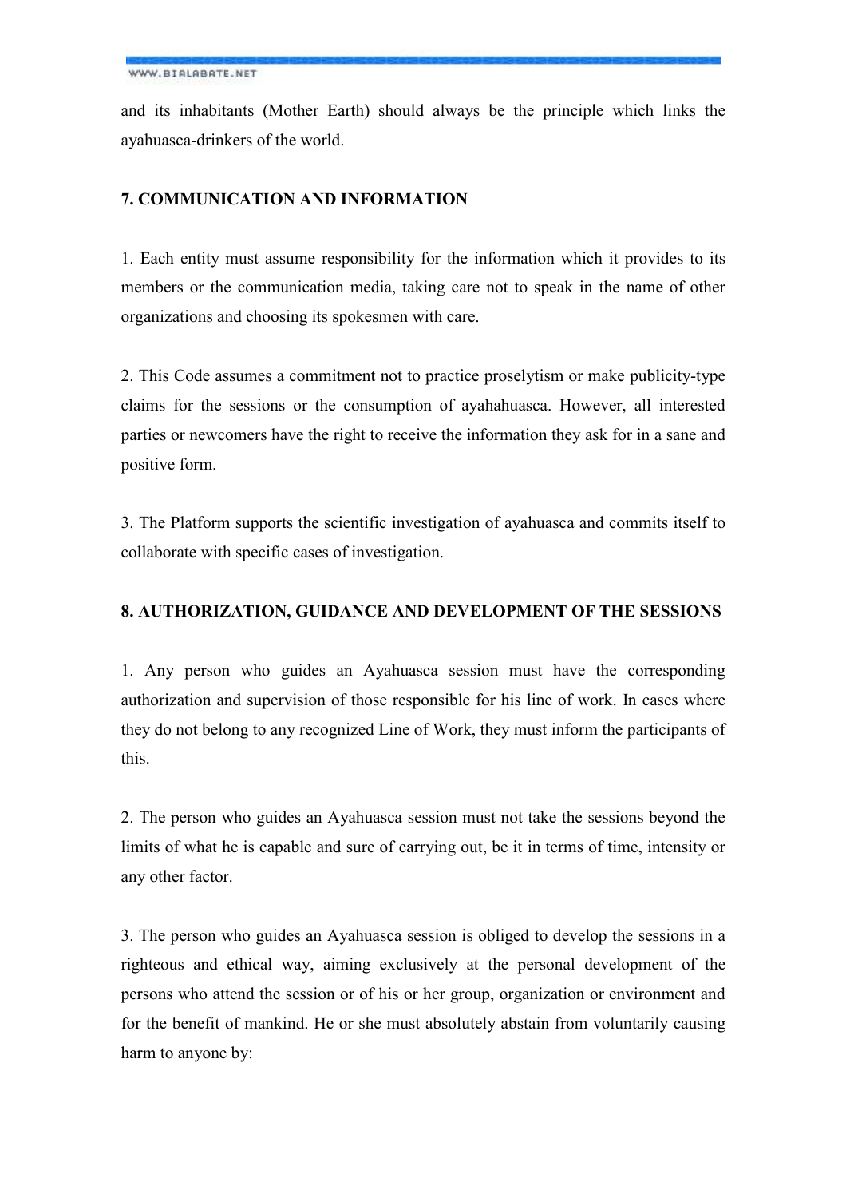and its inhabitants (Mother Earth) should always be the principle which links the ayahuasca-drinkers of the world.

## 7. COMMUNICATION AND INFORMATION

1. Each entity must assume responsibility for the information which it provides to its members or the communication media, taking care not to speak in the name of other organizations and choosing its spokesmen with care.

2. This Code assumes a commitment not to practice proselytism or make publicity-type claims for the sessions or the consumption of ayahahuasca. However, all interested parties or newcomers have the right to receive the information they ask for in a sane and positive form.

3. The Platform supports the scientific investigation of ayahuasca and commits itself to collaborate with specific cases of investigation.

## 8. AUTHORIZATION, GUIDANCE AND DEVELOPMENT OF THE SESSIONS

1. Any person who guides an Ayahuasca session must have the corresponding authorization and supervision of those responsible for his line of work. In cases where they do not belong to any recognized Line of Work, they must inform the participants of this.

2. The person who guides an Ayahuasca session must not take the sessions beyond the limits of what he is capable and sure of carrying out, be it in terms of time, intensity or any other factor.

3. The person who guides an Ayahuasca session is obliged to develop the sessions in a righteous and ethical way, aiming exclusively at the personal development of the persons who attend the session or of his or her group, organization or environment and for the benefit of mankind. He or she must absolutely abstain from voluntarily causing harm to anyone by: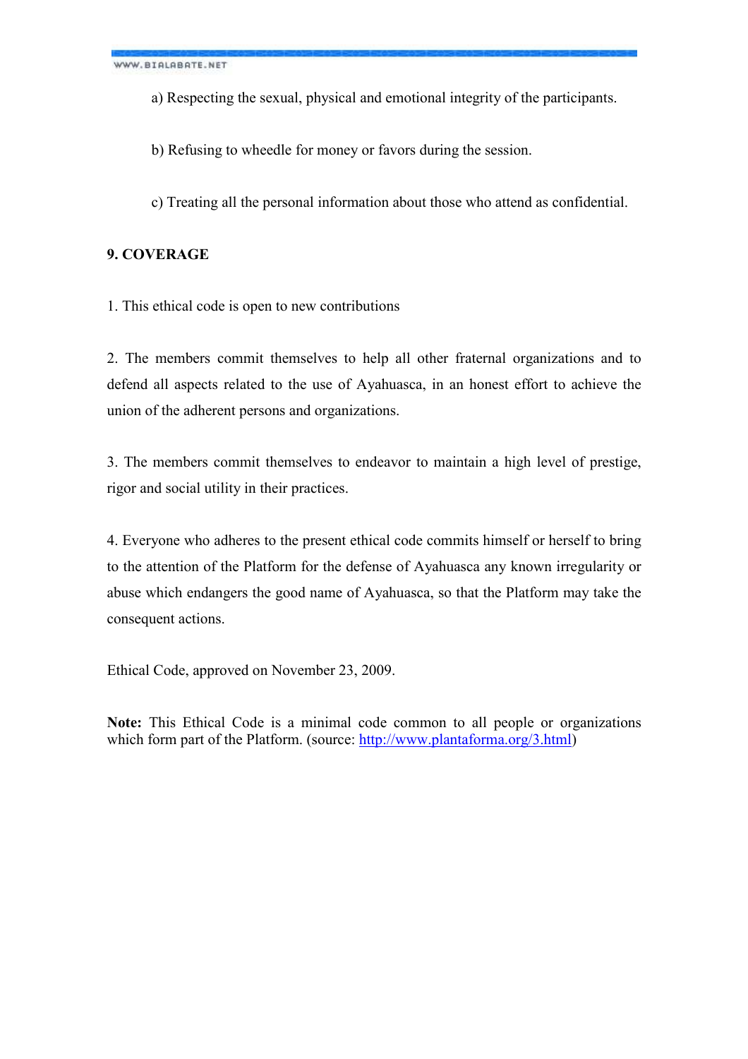a) Respecting the sexual, physical and emotional integrity of the participants.

b) Refusing to wheedle for money or favors during the session.

c) Treating all the personal information about those who attend as confidential.

**9. COVERAGE**

1. This ethical code is open to new contributions

2. The members commit themselves to help all other fraternal organizations and to defend all aspects related to the use of Ayahuasca, in an honest effort to achieve the union of the adherent persons and organizations.

3. The members commit themselves to endeavor to maintain a high level of prestige, rigor and social utility in their practices.

4. Everyone who adheres to the present ethical code commits himself or herself to bring to the attention of the Platform for the defense of Ayahuasca any known irregularity or abuse which endangers the good name of Ayahuasca, so that the Platform may take the consequent actions.

Ethical Code, approved on November 23, 2009.

**Note:** This Ethical Code is a minimal code common to all people or organizations which form part of the Platform. (source: [http://www.plantaforma.org/3.html](http://www.plantaforma.org/3.html))